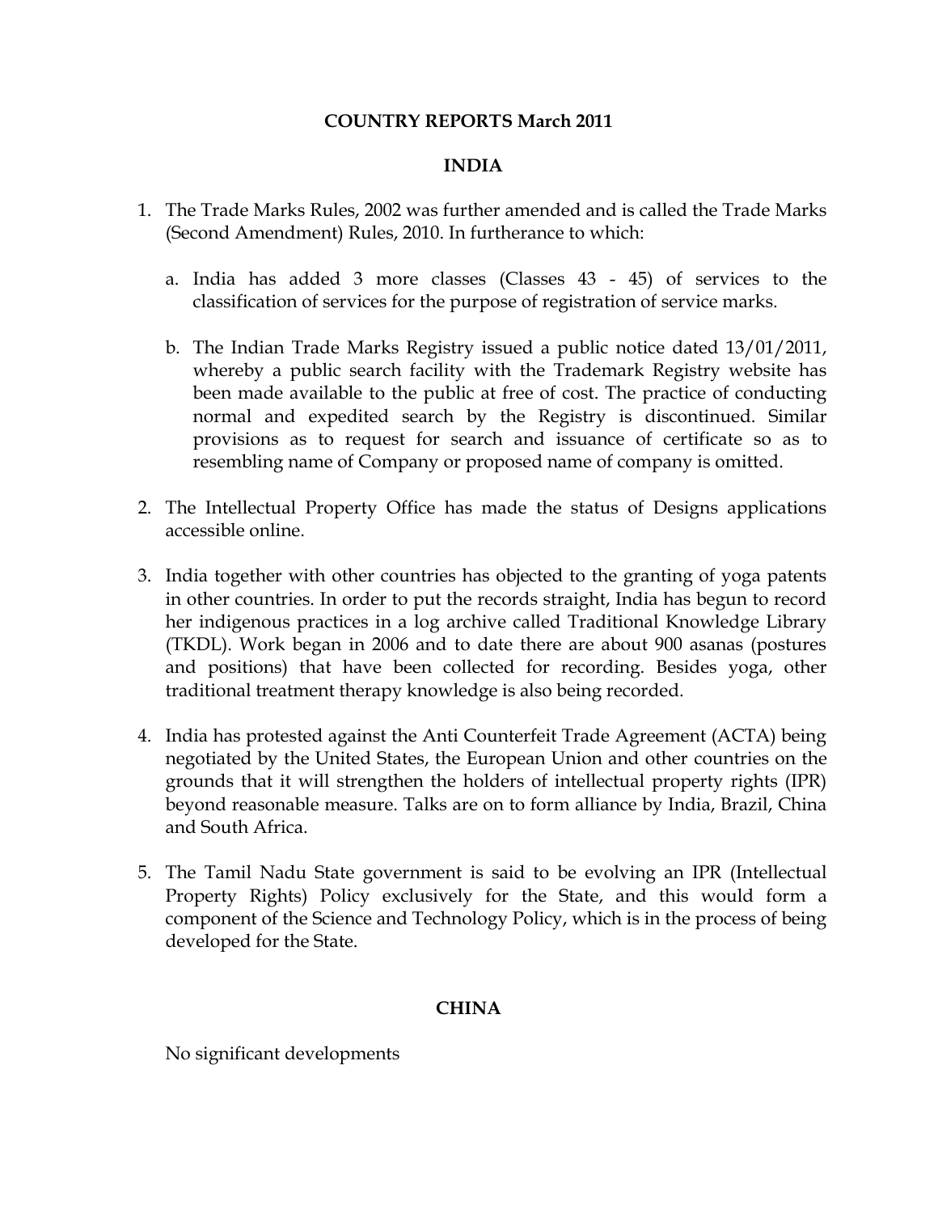# COUNTRY REPORTS March 2011

## INDIA

1. The Trade Marks Rules, 2002 was further amended and is called the Trade Marks (Second Amendment) Rules, 2010. In furtherance to which:

   a. India has added 3 more classes (Classes 43 - 45) of services to the classification of services for the purpose of registration of service marks.

   b. The Indian Trade Marks Registry issued a public notice dated 13/01/2011, whereby a public search facility with the Trademark Registry website has been made available to the public at free of cost. The practice of conducting normal and expedited search by the Registry is discontinued. Similar provisions as to request for search and issuance of certificate so as to resembling name of Company or proposed name of company is omitted.

2. The Intellectual Property Office has made the status of Designs applications accessible online.

3. India together with other countries has objected to the granting of yoga patents in other countries. In order to put the records straight, India has begun to record her indigenous practices in a log archive called Traditional Knowledge Library (TKDL). Work began in 2006 and to date there are about 900 asanas (postures and positions) that have been collected for recording. Besides yoga, other traditional treatment therapy knowledge is also being recorded.

4. India has protested against the Anti Counterfeit Trade Agreement (ACTA) being negotiated by the United States, the European Union and other countries on the grounds that it will strengthen the holders of intellectual property rights (IPR) beyond reasonable measure. Talks are on to form alliance by India, Brazil, China and South Africa.

5. The Tamil Nadu State government is said to be evolving an IPR (Intellectual Property Rights) Policy exclusively for the State, and this would form a component of the Science and Technology Policy, which is in the process of being developed for the State.

## CHINA

No significant developments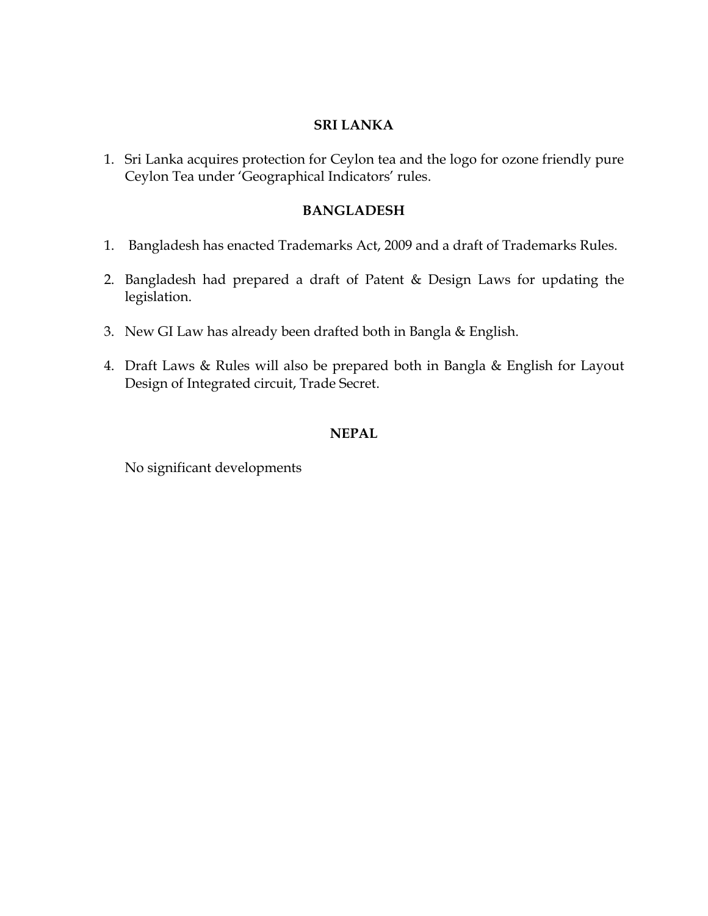## SRI LANKA

1. Sri Lanka acquires protection for Ceylon tea and the logo for ozone friendly pure Ceylon Tea under 'Geographical Indicators' rules.

## BANGLADESH

1. Bangladesh has enacted Trademarks Act, 2009 and a draft of Trademarks Rules.

2. Bangladesh had prepared a draft of Patent & Design Laws for updating the legislation.

3. New GI Law has already been drafted both in Bangla & English.

4. Draft Laws & Rules will also be prepared both in Bangla & English for Layout Design of Integrated circuit, Trade Secret.

## NEPAL

No significant developments